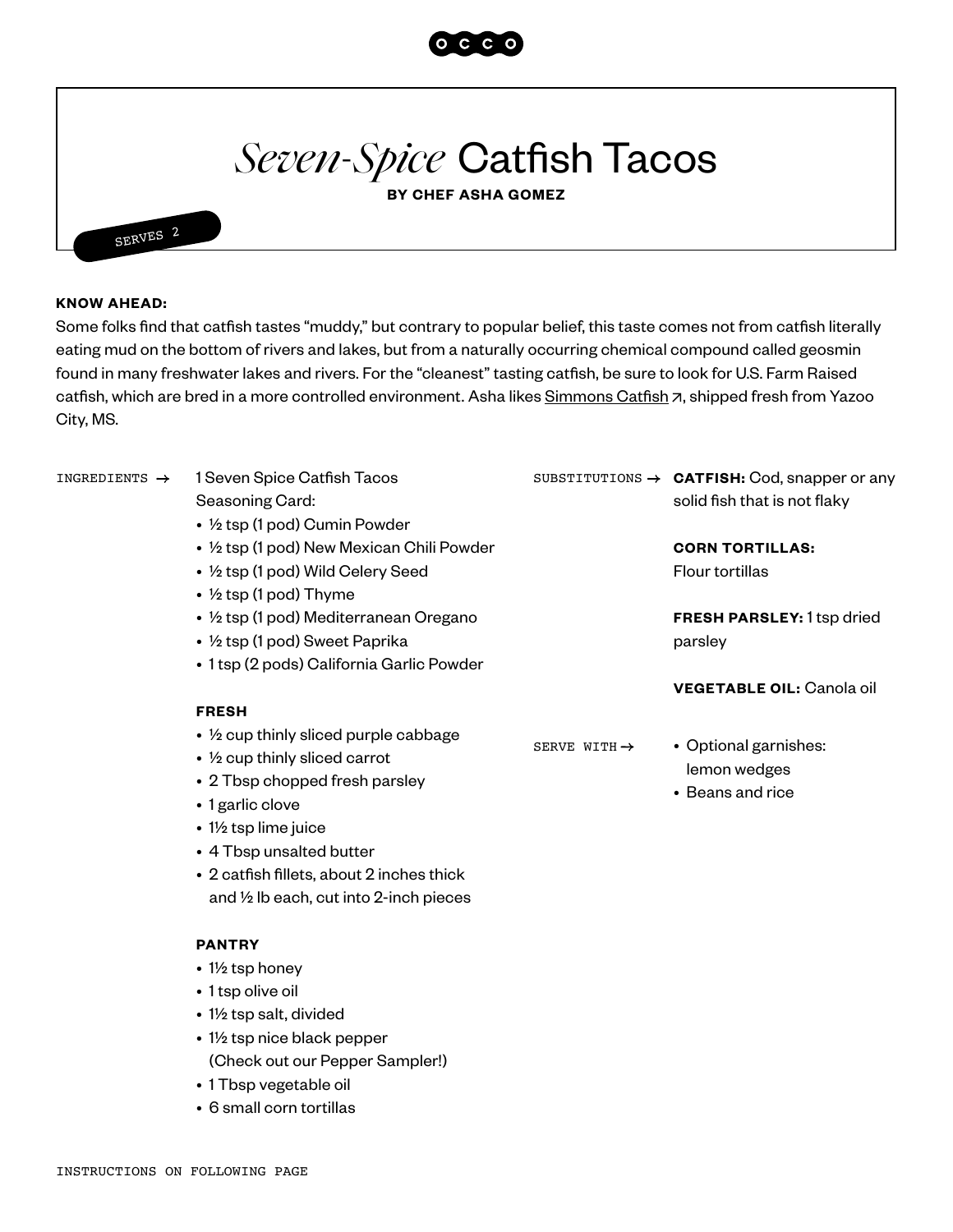# *Seven-Spice* Catfish Tacos

**BY CHEF ASHA GOMEZ**

SERVES 2

**KNOW AHEAD:**
Some folks find that catfish tastes "muddy," but contrary to popular belief, this taste comes not from catfish literally eating mud on the bottom of rivers and lakes, but from a naturally occurring chemical compound called geosmin found in many freshwater lakes and rivers. For the "cleanest" tasting catfish, be sure to look for U.S. Farm Raised catfish, which are bred in a more controlled environment. Asha likes Simmons Catfish ↗, shipped fresh from Yazoo City, MS.

INGREDIENTS →

1 Seven Spice Catfish Tacos Seasoning Card:

- ½ tsp (1 pod) Cumin Powder
- ½ tsp (1 pod) New Mexican Chili Powder
- ½ tsp (1 pod) Wild Celery Seed
- ½ tsp (1 pod) Thyme
- ½ tsp (1 pod) Mediterranean Oregano
- ½ tsp (1 pod) Sweet Paprika
- 1 tsp (2 pods) California Garlic Powder

**FRESH**

- ½ cup thinly sliced purple cabbage
- ½ cup thinly sliced carrot
- 2 Tbsp chopped fresh parsley
- 1 garlic clove
- 1½ tsp lime juice
- 4 Tbsp unsalted butter
- 2 catfish fillets, about 2 inches thick and ½ lb each, cut into 2-inch pieces

**PANTRY**

- 1½ tsp honey
- 1 tsp olive oil
- 1½ tsp salt, divided
- 1½ tsp nice black pepper (Check out our Pepper Sampler!)
- 1 Tbsp vegetable oil
- 6 small corn tortillas

SUBSTITUTIONS →

**CATFISH:** Cod, snapper or any solid fish that is not flaky

**CORN TORTILLAS:** Flour tortillas

**FRESH PARSLEY:** 1 tsp dried parsley

**VEGETABLE OIL:** Canola oil

SERVE WITH →

- Optional garnishes: lemon wedges
- Beans and rice

INSTRUCTIONS ON FOLLOWING PAGE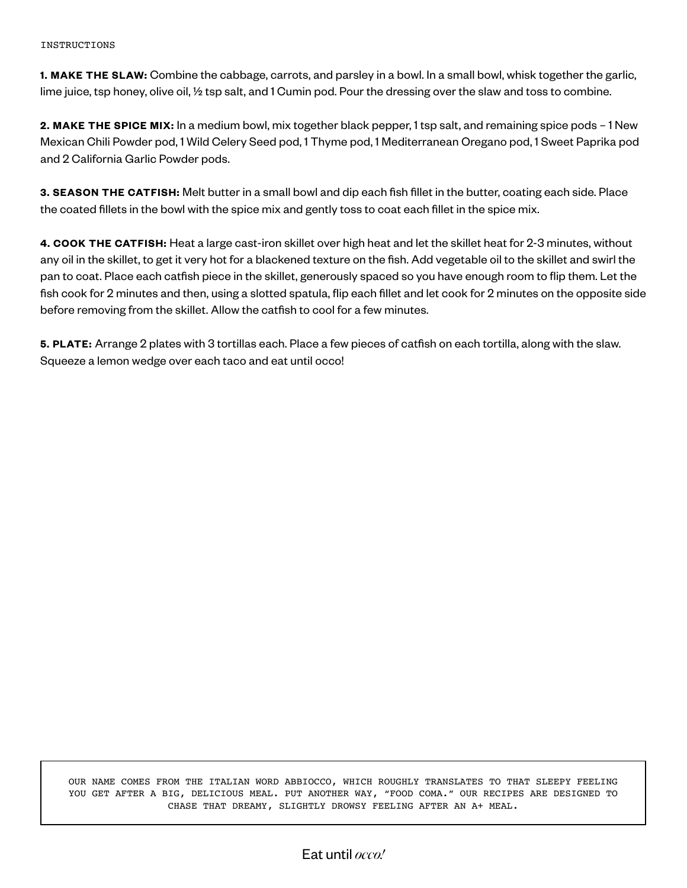INSTRUCTIONS

**1. MAKE THE SLAW:** Combine the cabbage, carrots, and parsley in a bowl. In a small bowl, whisk together the garlic, lime juice, tsp honey, olive oil, ½ tsp salt, and 1 Cumin pod. Pour the dressing over the slaw and toss to combine.

**2. MAKE THE SPICE MIX:** In a medium bowl, mix together black pepper, 1 tsp salt, and remaining spice pods – 1 New Mexican Chili Powder pod, 1 Wild Celery Seed pod, 1 Thyme pod, 1 Mediterranean Oregano pod, 1 Sweet Paprika pod and 2 California Garlic Powder pods.

**3. SEASON THE CATFISH:** Melt butter in a small bowl and dip each fish fillet in the butter, coating each side. Place the coated fillets in the bowl with the spice mix and gently toss to coat each fillet in the spice mix.

**4. COOK THE CATFISH:** Heat a large cast-iron skillet over high heat and let the skillet heat for 2-3 minutes, without any oil in the skillet, to get it very hot for a blackened texture on the fish. Add vegetable oil to the skillet and swirl the pan to coat. Place each catfish piece in the skillet, generously spaced so you have enough room to flip them. Let the fish cook for 2 minutes and then, using a slotted spatula, flip each fillet and let cook for 2 minutes on the opposite side before removing from the skillet. Allow the catfish to cool for a few minutes.

**5. PLATE:** Arrange 2 plates with 3 tortillas each. Place a few pieces of catfish on each tortilla, along with the slaw. Squeeze a lemon wedge over each taco and eat until occo!

OUR NAME COMES FROM THE ITALIAN WORD ABBIOCCO, WHICH ROUGHLY TRANSLATES TO THAT SLEEPY FEELING YOU GET AFTER A BIG, DELICIOUS MEAL. PUT ANOTHER WAY, "FOOD COMA." OUR RECIPES ARE DESIGNED TO CHASE THAT DREAMY, SLIGHTLY DROWSY FEELING AFTER AN A+ MEAL.

Eat until *occo!*